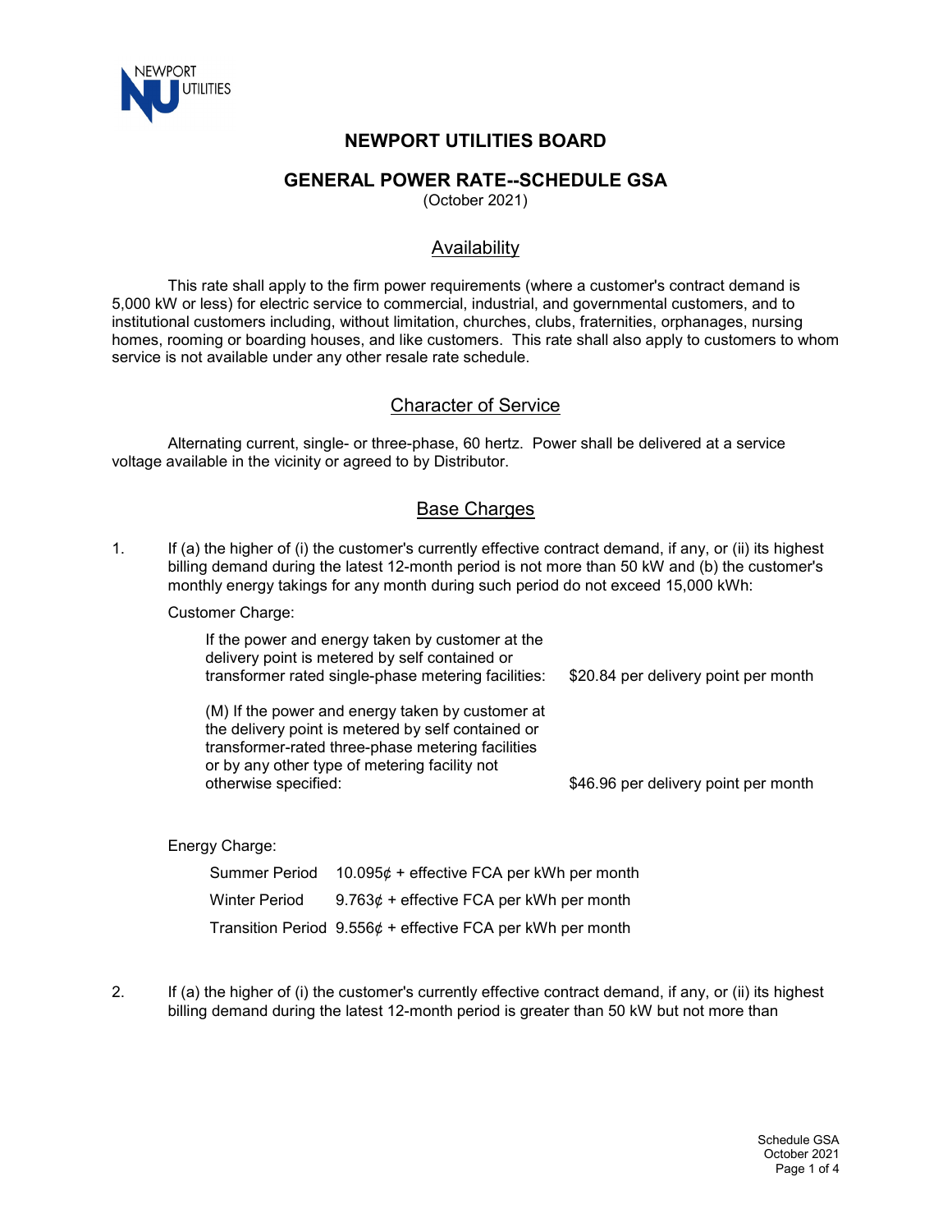# NEWPORT UTILITIES BOARD

## GENERAL POWER RATE--SCHEDULE GSA

(October 2021)

### Availability

This rate shall apply to the firm power requirements (where a customer's contract demand is 5,000 kW or less) for electric service to commercial, industrial, and governmental customers, and to institutional customers including, without limitation, churches, clubs, fraternities, orphanages, nursing homes, rooming or boarding houses, and like customers. This rate shall also apply to customers to whom service is not available under any other resale rate schedule.

### Character of Service

Alternating current, single- or three-phase, 60 hertz. Power shall be delivered at a service voltage available in the vicinity or agreed to by Distributor.

### Base Charges

1. If (a) the higher of (i) the customer's currently effective contract demand, if any, or (ii) its highest billing demand during the latest 12-month period is not more than 50 kW and (b) the customer's monthly energy takings for any month during such period do not exceed 15,000 kWh:

   Customer Charge:

   | | |
   |---|---|
   | If the power and energy taken by customer at the delivery point is metered by self contained or transformer rated single-phase metering facilities: | $20.84 per delivery point per month |
   | (M) If the power and energy taken by customer at the delivery point is metered by self contained or transformer-rated three-phase metering facilities or by any other type of metering facility not otherwise specified: | $46.96 per delivery point per month |

   Energy Charge:

   | | |
   |---|---|
   | Summer Period | 10.095¢ + effective FCA per kWh per month |
   | Winter Period | 9.763¢ + effective FCA per kWh per month |
   | Transition Period | 9.556¢ + effective FCA per kWh per month |

2. If (a) the higher of (i) the customer's currently effective contract demand, if any, or (ii) its highest billing demand during the latest 12-month period is greater than 50 kW but not more than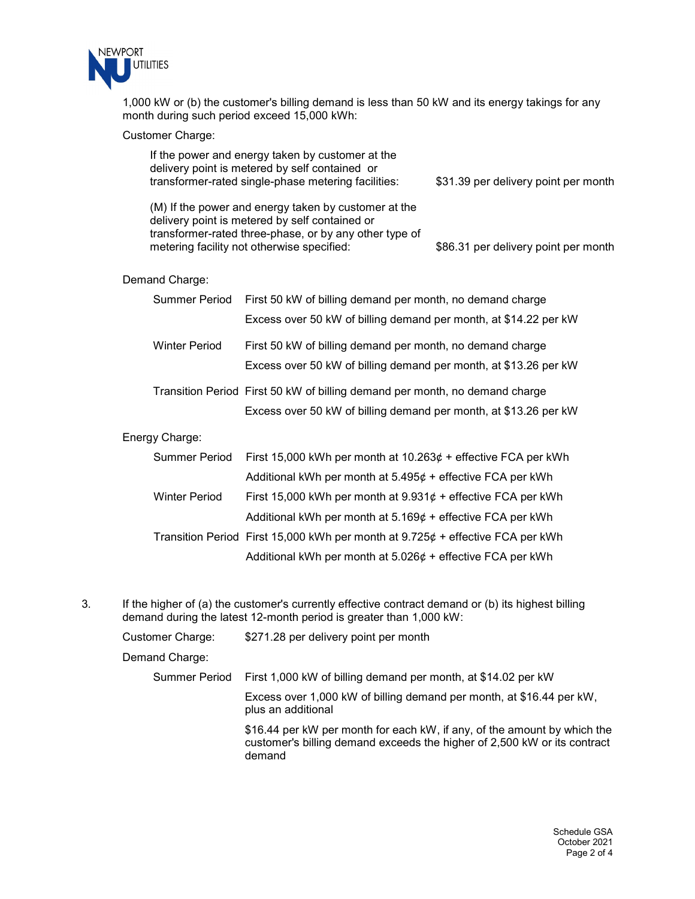1,000 kW or (b) the customer's billing demand is less than 50 kW and its energy takings for any month during such period exceed 15,000 kWh:

Customer Charge:

| | |
|---|---|
| If the power and energy taken by customer at the delivery point is metered by self contained or transformer-rated single-phase metering facilities: | $31.39 per delivery point per month |
| (M) If the power and energy taken by customer at the delivery point is metered by self contained or transformer-rated three-phase, or by any other type of metering facility not otherwise specified: | $86.31 per delivery point per month |

Demand Charge:

| | |
|---|---|
| Summer Period | First 50 kW of billing demand per month, no demand charge |
| | Excess over 50 kW of billing demand per month, at $14.22 per kW |
| Winter Period | First 50 kW of billing demand per month, no demand charge |
| | Excess over 50 kW of billing demand per month, at $13.26 per kW |
| Transition Period | First 50 kW of billing demand per month, no demand charge |
| | Excess over 50 kW of billing demand per month, at $13.26 per kW |

Energy Charge:

| | |
|---|---|
| Summer Period | First 15,000 kWh per month at 10.263¢ + effective FCA per kWh |
| | Additional kWh per month at 5.495¢ + effective FCA per kWh |
| Winter Period | First 15,000 kWh per month at 9.931¢ + effective FCA per kWh |
| | Additional kWh per month at 5.169¢ + effective FCA per kWh |
| Transition Period | First 15,000 kWh per month at 9.725¢ + effective FCA per kWh |
| | Additional kWh per month at 5.026¢ + effective FCA per kWh |

3. If the higher of (a) the customer's currently effective contract demand or (b) its highest billing demand during the latest 12-month period is greater than 1,000 kW:

Customer Charge: $271.28 per delivery point per month

Demand Charge:

| | |
|---|---|
| Summer Period | First 1,000 kW of billing demand per month, at $14.02 per kW |
| | Excess over 1,000 kW of billing demand per month, at $16.44 per kW, plus an additional |
| | $16.44 per kW per month for each kW, if any, of the amount by which the customer's billing demand exceeds the higher of 2,500 kW or its contract demand |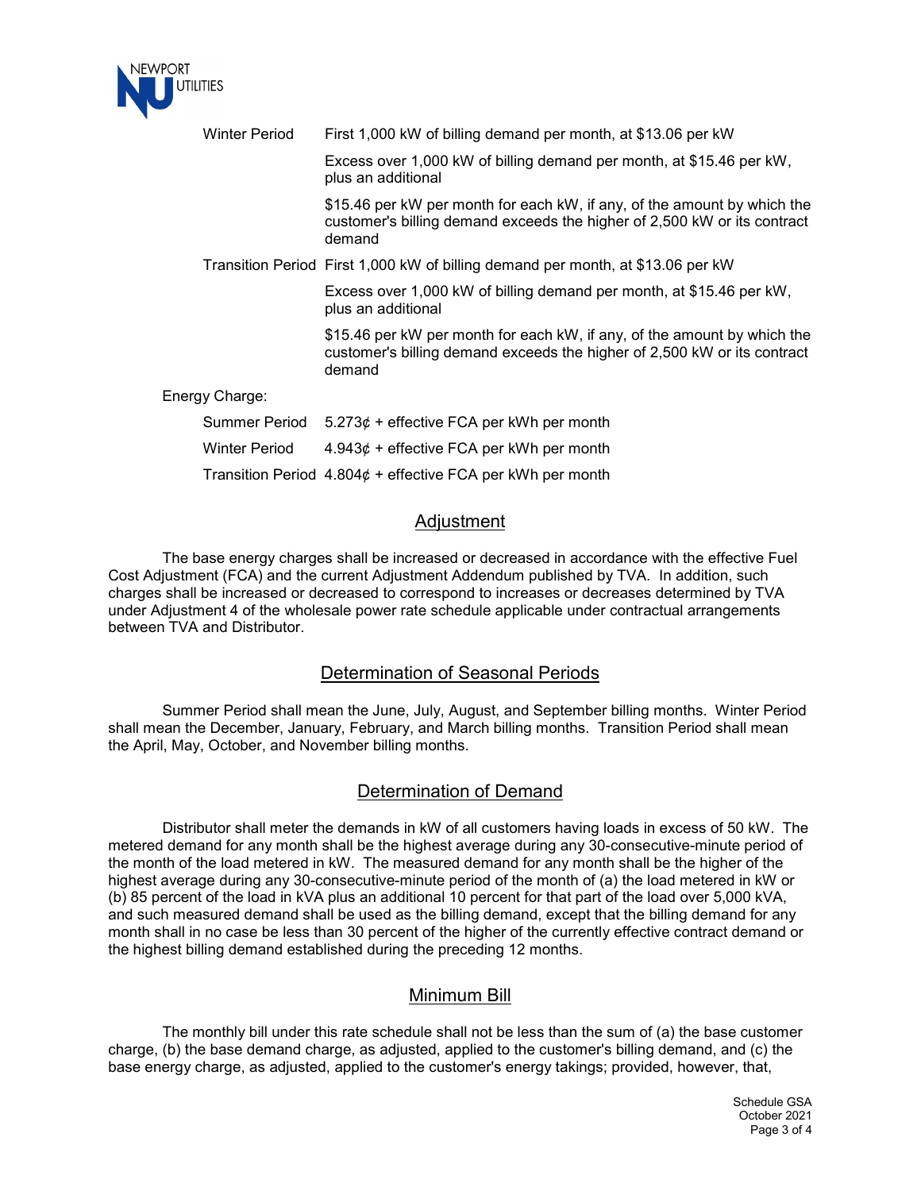| | |
|---|---|
| Winter Period | First 1,000 kW of billing demand per month, at $13.06 per kW |
| | Excess over 1,000 kW of billing demand per month, at $15.46 per kW, plus an additional |
| | $15.46 per kW per month for each kW, if any, of the amount by which the customer's billing demand exceeds the higher of 2,500 kW or its contract demand |
| Transition Period | First 1,000 kW of billing demand per month, at $13.06 per kW |
| | Excess over 1,000 kW of billing demand per month, at $15.46 per kW, plus an additional |
| | $15.46 per kW per month for each kW, if any, of the amount by which the customer's billing demand exceeds the higher of 2,500 kW or its contract demand |

Energy Charge:

| | |
|---|---|
| Summer Period | 5.273¢ + effective FCA per kWh per month |
| Winter Period | 4.943¢ + effective FCA per kWh per month |
| Transition Period | 4.804¢ + effective FCA per kWh per month |

## Adjustment

The base energy charges shall be increased or decreased in accordance with the effective Fuel Cost Adjustment (FCA) and the current Adjustment Addendum published by TVA. In addition, such charges shall be increased or decreased to correspond to increases or decreases determined by TVA under Adjustment 4 of the wholesale power rate schedule applicable under contractual arrangements between TVA and Distributor.

## Determination of Seasonal Periods

Summer Period shall mean the June, July, August, and September billing months. Winter Period shall mean the December, January, February, and March billing months. Transition Period shall mean the April, May, October, and November billing months.

## Determination of Demand

Distributor shall meter the demands in kW of all customers having loads in excess of 50 kW. The metered demand for any month shall be the highest average during any 30-consecutive-minute period of the month of the load metered in kW. The measured demand for any month shall be the higher of the highest average during any 30-consecutive-minute period of the month of (a) the load metered in kW or (b) 85 percent of the load in kVA plus an additional 10 percent for that part of the load over 5,000 kVA, and such measured demand shall be used as the billing demand, except that the billing demand for any month shall in no case be less than 30 percent of the higher of the currently effective contract demand or the highest billing demand established during the preceding 12 months.

## Minimum Bill

The monthly bill under this rate schedule shall not be less than the sum of (a) the base customer charge, (b) the base demand charge, as adjusted, applied to the customer's billing demand, and (c) the base energy charge, as adjusted, applied to the customer's energy takings; provided, however, that,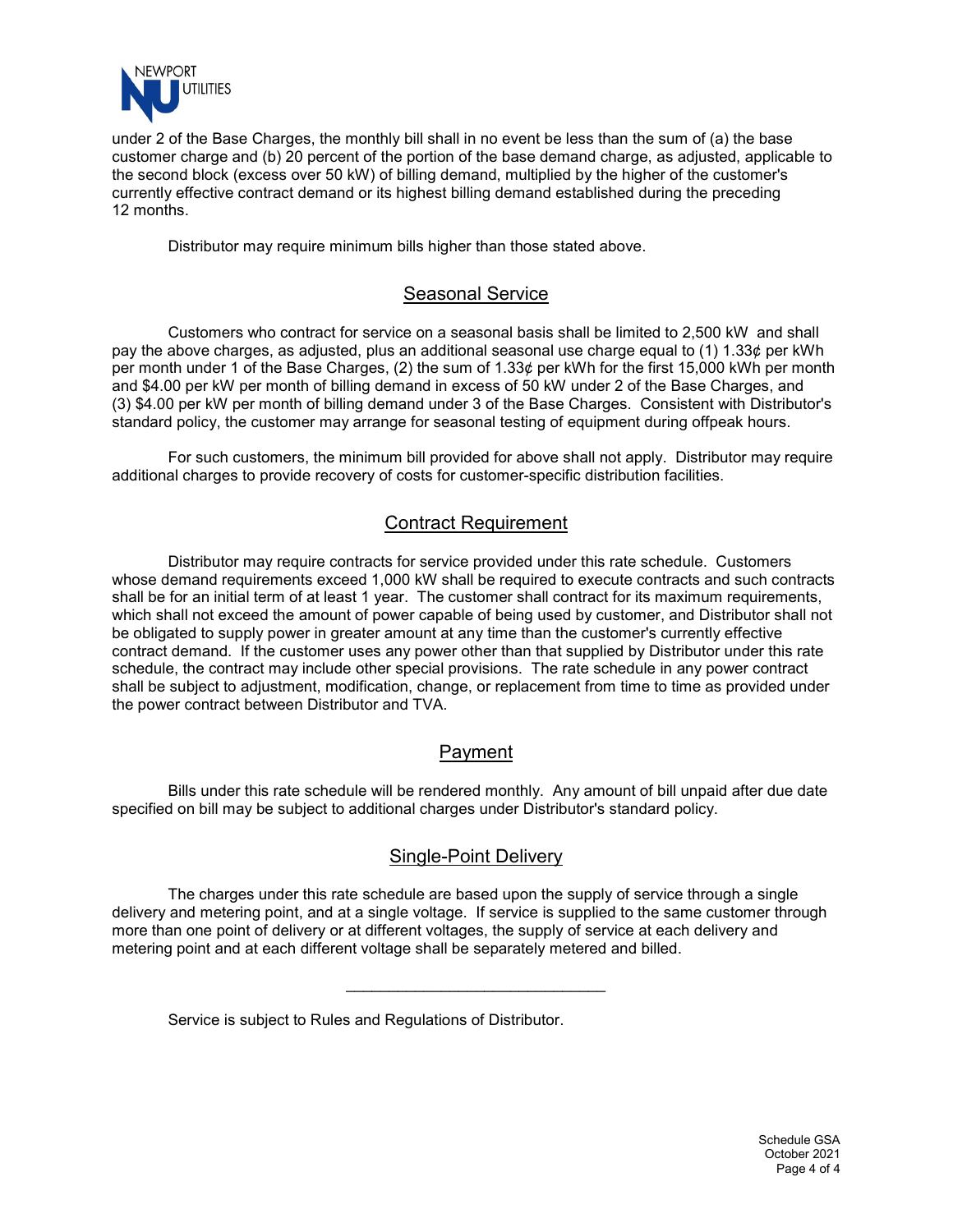under 2 of the Base Charges, the monthly bill shall in no event be less than the sum of (a) the base customer charge and (b) 20 percent of the portion of the base demand charge, as adjusted, applicable to the second block (excess over 50 kW) of billing demand, multiplied by the higher of the customer's currently effective contract demand or its highest billing demand established during the preceding 12 months.

Distributor may require minimum bills higher than those stated above.

## Seasonal Service

Customers who contract for service on a seasonal basis shall be limited to 2,500 kW and shall pay the above charges, as adjusted, plus an additional seasonal use charge equal to (1) 1.33¢ per kWh per month under 1 of the Base Charges, (2) the sum of 1.33¢ per kWh for the first 15,000 kWh per month and $4.00 per kW per month of billing demand in excess of 50 kW under 2 of the Base Charges, and (3) $4.00 per kW per month of billing demand under 3 of the Base Charges. Consistent with Distributor's standard policy, the customer may arrange for seasonal testing of equipment during offpeak hours.

For such customers, the minimum bill provided for above shall not apply. Distributor may require additional charges to provide recovery of costs for customer-specific distribution facilities.

## Contract Requirement

Distributor may require contracts for service provided under this rate schedule. Customers whose demand requirements exceed 1,000 kW shall be required to execute contracts and such contracts shall be for an initial term of at least 1 year. The customer shall contract for its maximum requirements, which shall not exceed the amount of power capable of being used by customer, and Distributor shall not be obligated to supply power in greater amount at any time than the customer's currently effective contract demand. If the customer uses any power other than that supplied by Distributor under this rate schedule, the contract may include other special provisions. The rate schedule in any power contract shall be subject to adjustment, modification, change, or replacement from time to time as provided under the power contract between Distributor and TVA.

## Payment

Bills under this rate schedule will be rendered monthly. Any amount of bill unpaid after due date specified on bill may be subject to additional charges under Distributor's standard policy.

## Single-Point Delivery

The charges under this rate schedule are based upon the supply of service through a single delivery and metering point, and at a single voltage. If service is supplied to the same customer through more than one point of delivery or at different voltages, the supply of service at each delivery and metering point and at each different voltage shall be separately metered and billed.

---

Service is subject to Rules and Regulations of Distributor.

Schedule GSA
October 2021